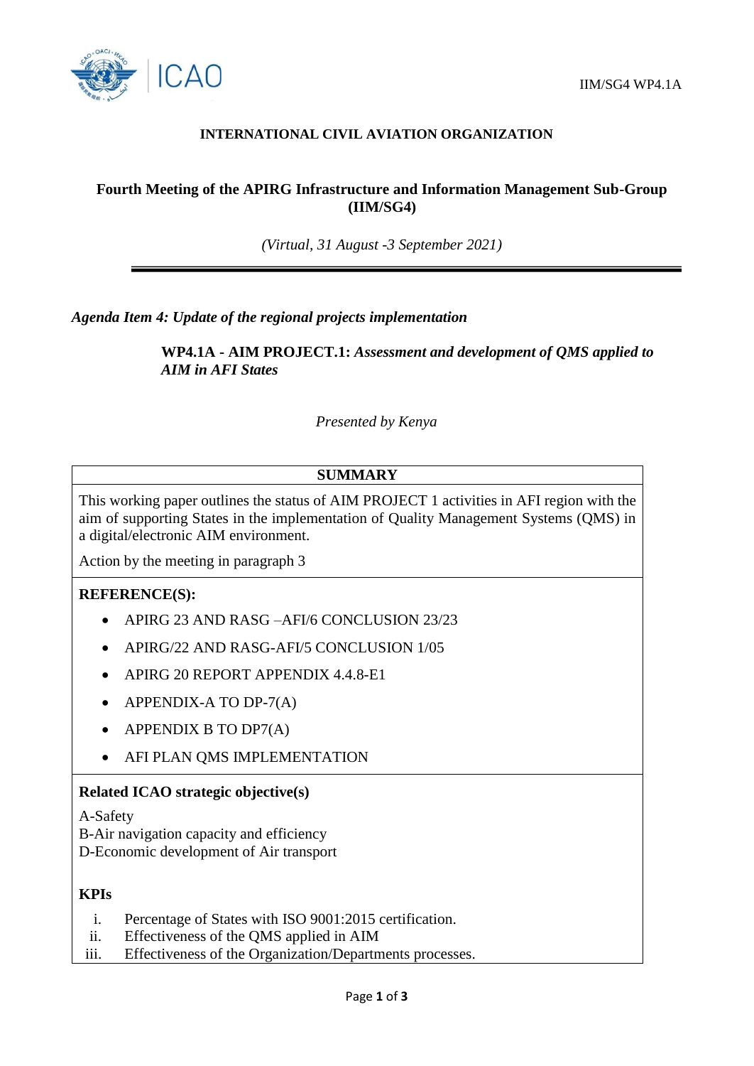IIM/SG4 WP4.1A

**INTERNATIONAL CIVIL AVIATION ORGANIZATION**

# Fourth Meeting of the APIRG Infrastructure and Information Management Sub-Group (IIM/SG4)

*(Virtual, 31 August -3 September 2021)*

---

*Agenda Item 4: Update of the regional projects implementation*

**WP4.1A - AIM PROJECT.1:** ***Assessment and development of QMS applied to AIM in AFI States***

*Presented by Kenya*

| SUMMARY |
|---|
| This working paper outlines the status of AIM PROJECT 1 activities in AFI region with the aim of supporting States in the implementation of Quality Management Systems (QMS) in a digital/electronic AIM environment.<br><br>Action by the meeting in paragraph 3 |
| **REFERENCE(S):**<br>• APIRG 23 AND RASG –AFI/6 CONCLUSION 23/23<br>• APIRG/22 AND RASG-AFI/5 CONCLUSION 1/05<br>• APIRG 20 REPORT APPENDIX 4.4.8-E1<br>• APPENDIX-A TO DP-7(A)<br>• APPENDIX B TO DP7(A)<br>• AFI PLAN QMS IMPLEMENTATION |
| **Related ICAO strategic objective(s)**<br>A-Safety<br>B-Air navigation capacity and efficiency<br>D-Economic development of Air transport<br><br>**KPIs**<br>i. Percentage of States with ISO 9001:2015 certification.<br>ii. Effectiveness of the QMS applied in AIM<br>iii. Effectiveness of the Organization/Departments processes. |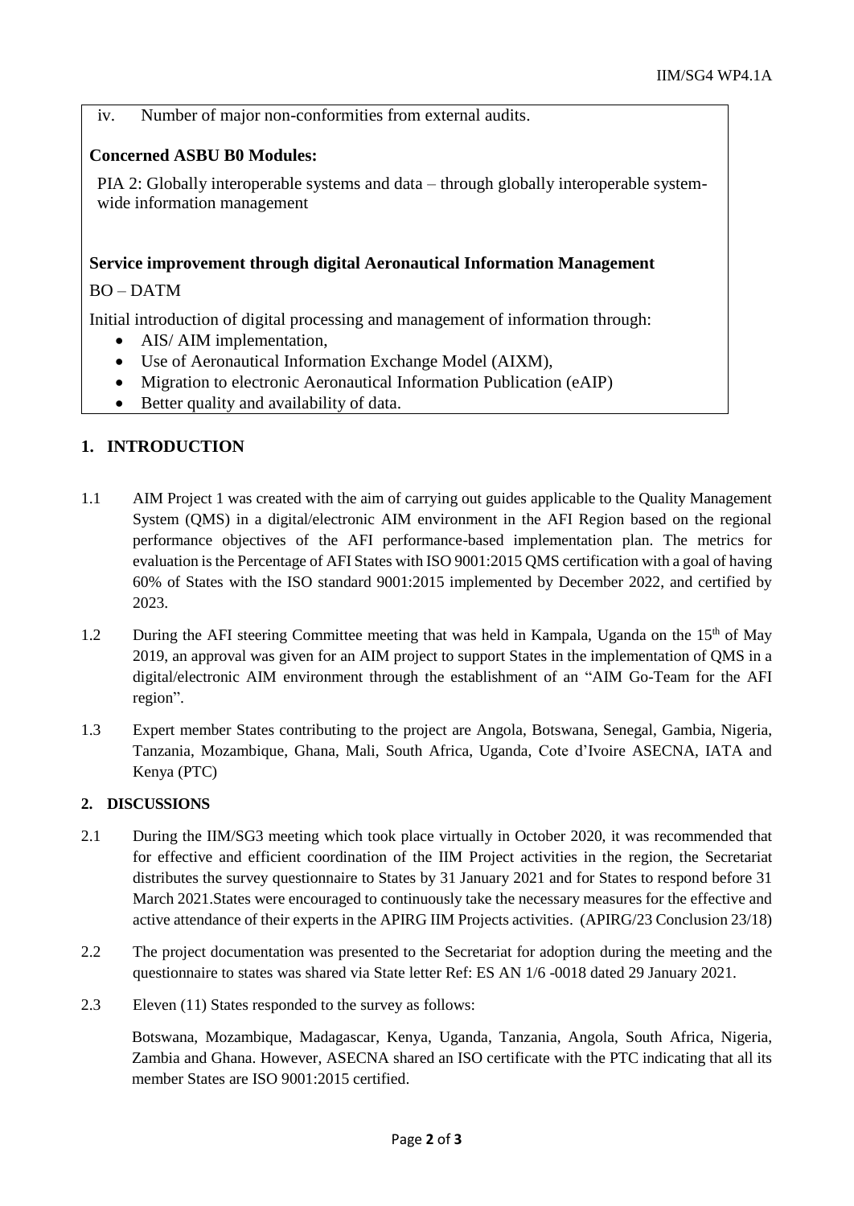iv. Number of major non-conformities from external audits.

**Concerned ASBU B0 Modules:**

PIA 2: Globally interoperable systems and data – through globally interoperable system-wide information management

**Service improvement through digital Aeronautical Information Management**

BO – DATM

Initial introduction of digital processing and management of information through:

- AIS/ AIM implementation,
- Use of Aeronautical Information Exchange Model (AIXM),
- Migration to electronic Aeronautical Information Publication (eAIP)
- Better quality and availability of data.

## 1. INTRODUCTION

1.1 AIM Project 1 was created with the aim of carrying out guides applicable to the Quality Management System (QMS) in a digital/electronic AIM environment in the AFI Region based on the regional performance objectives of the AFI performance-based implementation plan. The metrics for evaluation is the Percentage of AFI States with ISO 9001:2015 QMS certification with a goal of having 60% of States with the ISO standard 9001:2015 implemented by December 2022, and certified by 2023.

1.2 During the AFI steering Committee meeting that was held in Kampala, Uganda on the 15th of May 2019, an approval was given for an AIM project to support States in the implementation of QMS in a digital/electronic AIM environment through the establishment of an "AIM Go-Team for the AFI region".

1.3 Expert member States contributing to the project are Angola, Botswana, Senegal, Gambia, Nigeria, Tanzania, Mozambique, Ghana, Mali, South Africa, Uganda, Cote d'Ivoire ASECNA, IATA and Kenya (PTC)

## 2. DISCUSSIONS

2.1 During the IIM/SG3 meeting which took place virtually in October 2020, it was recommended that for effective and efficient coordination of the IIM Project activities in the region, the Secretariat distributes the survey questionnaire to States by 31 January 2021 and for States to respond before 31 March 2021.States were encouraged to continuously take the necessary measures for the effective and active attendance of their experts in the APIRG IIM Projects activities. (APIRG/23 Conclusion 23/18)

2.2 The project documentation was presented to the Secretariat for adoption during the meeting and the questionnaire to states was shared via State letter Ref: ES AN 1/6 -0018 dated 29 January 2021.

2.3 Eleven (11) States responded to the survey as follows:

Botswana, Mozambique, Madagascar, Kenya, Uganda, Tanzania, Angola, South Africa, Nigeria, Zambia and Ghana. However, ASECNA shared an ISO certificate with the PTC indicating that all its member States are ISO 9001:2015 certified.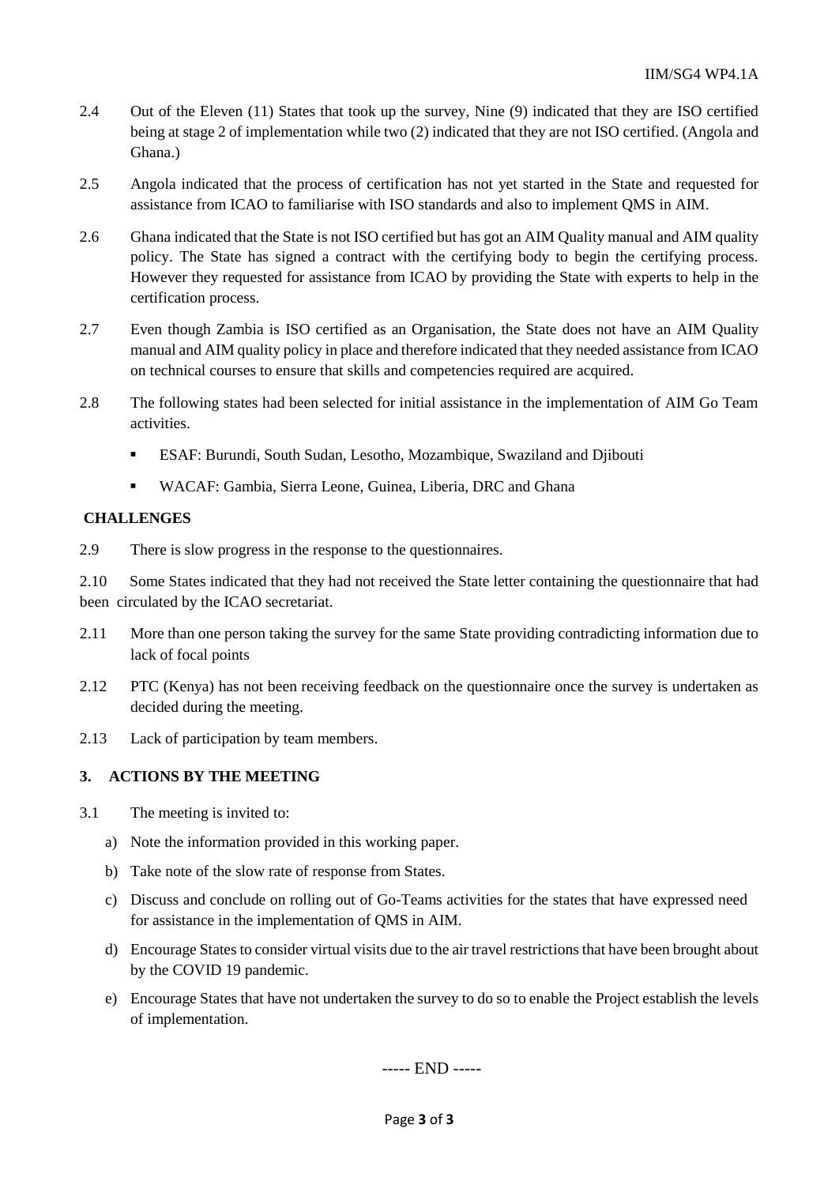2.4 Out of the Eleven (11) States that took up the survey, Nine (9) indicated that they are ISO certified being at stage 2 of implementation while two (2) indicated that they are not ISO certified. (Angola and Ghana.)

2.5 Angola indicated that the process of certification has not yet started in the State and requested for assistance from ICAO to familiarise with ISO standards and also to implement QMS in AIM.

2.6 Ghana indicated that the State is not ISO certified but has got an AIM Quality manual and AIM quality policy. The State has signed a contract with the certifying body to begin the certifying process. However they requested for assistance from ICAO by providing the State with experts to help in the certification process.

2.7 Even though Zambia is ISO certified as an Organisation, the State does not have an AIM Quality manual and AIM quality policy in place and therefore indicated that they needed assistance from ICAO on technical courses to ensure that skills and competencies required are acquired.

2.8 The following states had been selected for initial assistance in the implementation of AIM Go Team activities.

- ESAF: Burundi, South Sudan, Lesotho, Mozambique, Swaziland and Djibouti
- WACAF: Gambia, Sierra Leone, Guinea, Liberia, DRC and Ghana

**CHALLENGES**

2.9 There is slow progress in the response to the questionnaires.

2.10 Some States indicated that they had not received the State letter containing the questionnaire that had been circulated by the ICAO secretariat.

2.11 More than one person taking the survey for the same State providing contradicting information due to lack of focal points

2.12 PTC (Kenya) has not been receiving feedback on the questionnaire once the survey is undertaken as decided during the meeting.

2.13 Lack of participation by team members.

## 3. ACTIONS BY THE MEETING

3.1 The meeting is invited to:

a) Note the information provided in this working paper.

b) Take note of the slow rate of response from States.

c) Discuss and conclude on rolling out of Go-Teams activities for the states that have expressed need for assistance in the implementation of QMS in AIM.

d) Encourage States to consider virtual visits due to the air travel restrictions that have been brought about by the COVID 19 pandemic.

e) Encourage States that have not undertaken the survey to do so to enable the Project establish the levels of implementation.

----- END -----